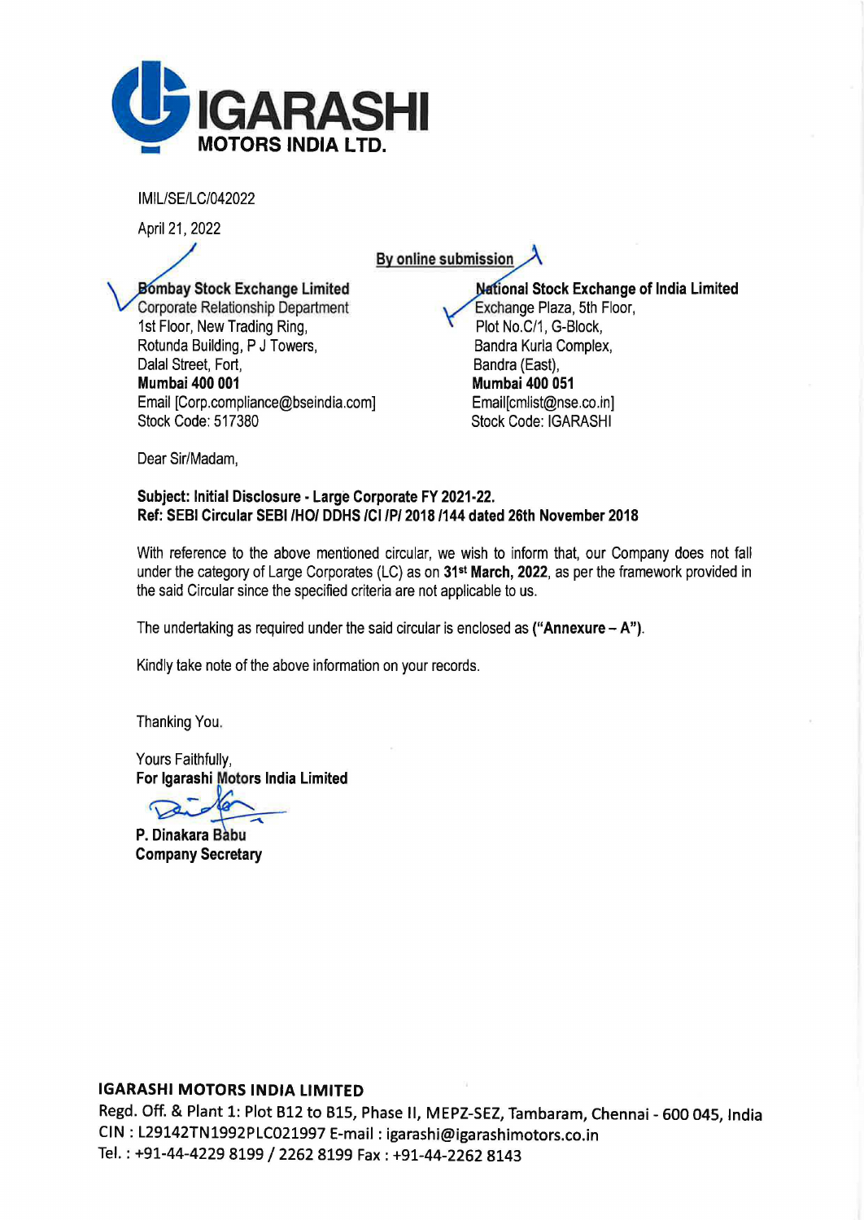# IGARASHI MOTORS INDIA LTD.

IMIL/SE/LC/042022

April 21, 2022

**By online submission**

**Bombay Stock Exchange Limited**
Corporate Relationship Department
1st Floor, New Trading Ring,
Rotunda Building, P J Towers,
Dalal Street, Fort,
**Mumbai 400 001**
Email [Corp.compliance@bseindia.com]
Stock Code: 517380

**National Stock Exchange of India Limited**
Exchange Plaza, 5th Floor,
Plot No.C/1, G-Block,
Bandra Kurla Complex,
Bandra (East),
**Mumbai 400 051**
Email[cmlist@nse.co.in]
Stock Code: IGARASHI

Dear Sir/Madam,

**Subject: Initial Disclosure - Large Corporate FY 2021-22.**
**Ref: SEBI Circular SEBI /HO/ DDHS /CI /P/ 2018 /144 dated 26th November 2018**

With reference to the above mentioned circular, we wish to inform that, our Company does not fall under the category of Large Corporates (LC) as on **31st March, 2022**, as per the framework provided in the said Circular since the specified criteria are not applicable to us.

The undertaking as required under the said circular is enclosed as **("Annexure – A")**.

Kindly take note of the above information on your records.

Thanking You.

Yours Faithfully,
**For Igarashi Motors India Limited**

**P. Dinakara Babu**
**Company Secretary**

**IGARASHI MOTORS INDIA LIMITED**
Regd. Off. & Plant 1: Plot B12 to B15, Phase II, MEPZ-SEZ, Tambaram, Chennai - 600 045, India
CIN : L29142TN1992PLC021997 E-mail : igarashi@igarashimotors.co.in
Tel. : +91-44-4229 8199 / 2262 8199 Fax : +91-44-2262 8143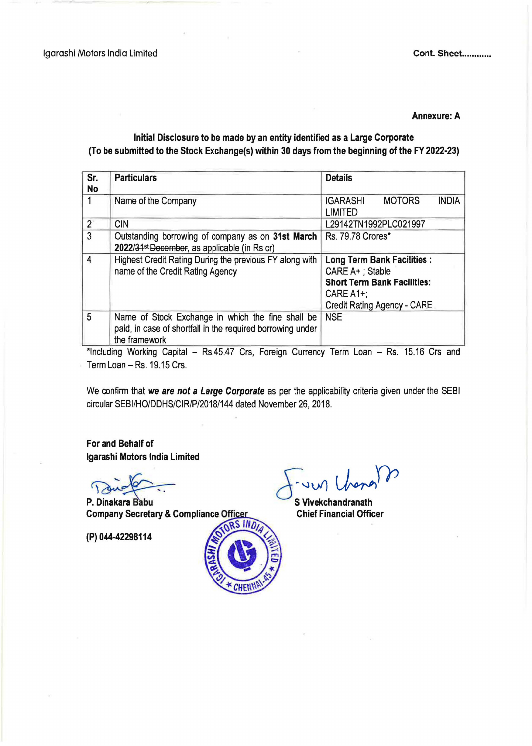Annexure: A

**Initial Disclosure to be made by an entity identified as a Large Corporate**
**(To be submitted to the Stock Exchange(s) within 30 days from the beginning of the FY 2022-23)**

| Sr. No | Particulars | Details |
|---|---|---|
| 1 | Name of the Company | IGARASHI MOTORS INDIA LIMITED |
| 2 | CIN | L29142TN1992PLC021997 |
| 3 | Outstanding borrowing of company as on **31st March 2022**/~~31st December~~, as applicable (in Rs cr) | Rs. 79.78 Crores* |
| 4 | Highest Credit Rating During the previous FY along with name of the Credit Rating Agency | **Long Term Bank Facilities :** CARE A+ ; Stable **Short Term Bank Facilities:** CARE A1+; Credit Rating Agency - CARE |
| 5 | Name of Stock Exchange in which the fine shall be paid, in case of shortfall in the required borrowing under the framework | NSE |

*Including Working Capital – Rs.45.47 Crs, Foreign Currency Term Loan – Rs. 15.16 Crs and Term Loan – Rs. 19.15 Crs.

We confirm that ***we are not a Large Corporate*** as per the applicability criteria given under the SEBI circular SEBI/HO/DDHS/CIR/P/2018/144 dated November 26, 2018.

**For and Behalf of**
**Igarashi Motors India Limited**

**P. Dinakara Babu**
**Company Secretary & Compliance Officer**

**(P) 044-42298114**

**S Vivekchandranath**
**Chief Financial Officer**